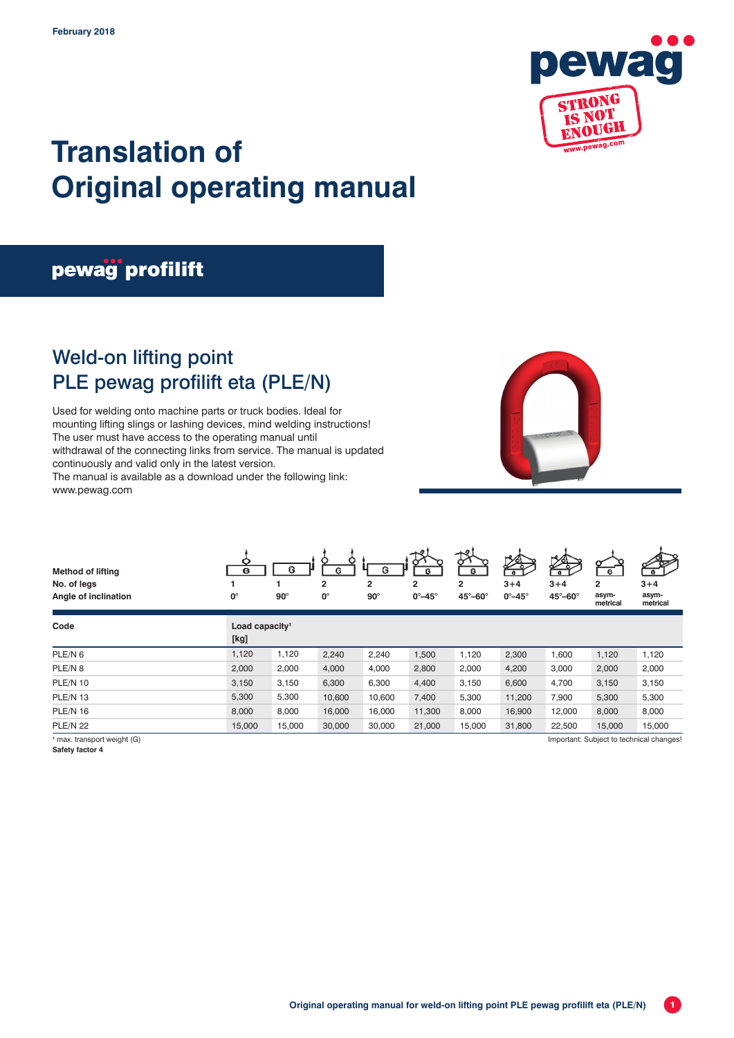February 2018

# Translation of Original operating manual

## pewag profilift

## Weld-on lifting point PLE pewag profilift eta (PLE/N)

Used for welding onto machine parts or truck bodies. Ideal for mounting lifting slings or lashing devices, mind welding instructions! The user must have access to the operating manual until withdrawal of the connecting links from service. The manual is updated continuously and valid only in the latest version.
The manual is available as a download under the following link: www.pewag.com

| Method of lifting | | | | | | | | | | |
|---|---|---|---|---|---|---|---|---|---|---|
| No. of legs | 1 | 1 | 2 | 2 | 2 | 2 | 3+4 | 3+4 | 2 | 3+4 |
| Angle of inclination | 0° | 90° | 0° | 90° | 0°–45° | 45°–60° | 0°–45° | 45°–60° | asym-metrical | asym-metrical |
| **Code** | **Load capacity[1] [kg]** | | | | | | | | | |
| PLE/N 6 | 1,120 | 1,120 | 2,240 | 2,240 | 1,500 | 1,120 | 2,300 | 1,600 | 1,120 | 1,120 |
| PLE/N 8 | 2,000 | 2,000 | 4,000 | 4,000 | 2,800 | 2,000 | 4,200 | 3,000 | 2,000 | 2,000 |
| PLE/N 10 | 3,150 | 3,150 | 6,300 | 6,300 | 4,400 | 3,150 | 6,600 | 4,700 | 3,150 | 3,150 |
| PLE/N 13 | 5,300 | 5,300 | 10,600 | 10,600 | 7,400 | 5,300 | 11,200 | 7,900 | 5,300 | 5,300 |
| PLE/N 16 | 8,000 | 8,000 | 16,000 | 16,000 | 11,300 | 8,000 | 16,900 | 12,000 | 8,000 | 8,000 |
| PLE/N 22 | 15,000 | 15,000 | 30,000 | 30,000 | 21,000 | 15,000 | 31,800 | 22,500 | 15,000 | 15,000 |

[1] max. transport weight (G)
**Safety factor 4**

Important: Subject to technical changes!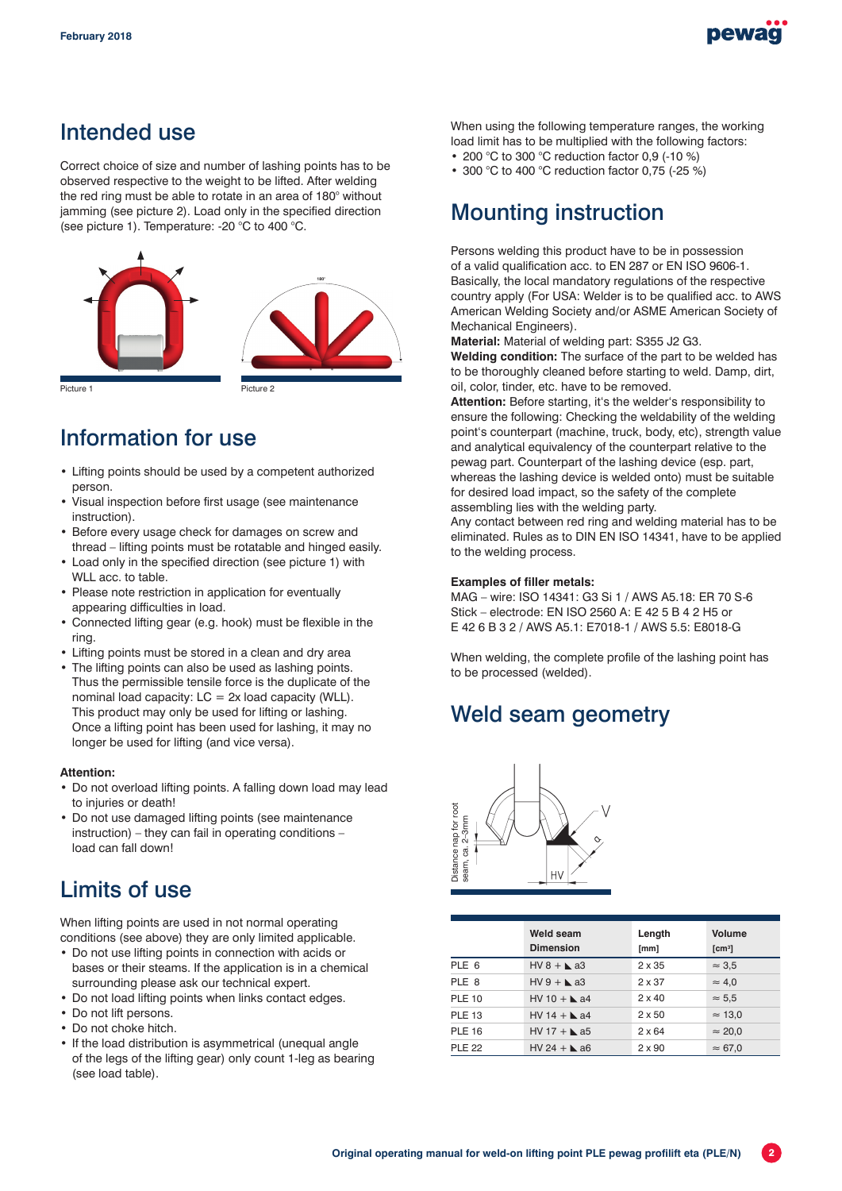## Intended use

Correct choice of size and number of lashing points has to be observed respective to the weight to be lifted. After welding the red ring must be able to rotate in an area of 180° without jamming (see picture 2). Load only in the specified direction (see picture 1). Temperature: -20 °C to 400 °C.

Picture 1

Picture 2

## Information for use

- Lifting points should be used by a competent authorized person.
- Visual inspection before first usage (see maintenance instruction).
- Before every usage check for damages on screw and thread – lifting points must be rotatable and hinged easily.
- Load only in the specified direction (see picture 1) with WLL acc. to table.
- Please note restriction in application for eventually appearing difficulties in load.
- Connected lifting gear (e.g. hook) must be flexible in the ring.
- Lifting points must be stored in a clean and dry area
- The lifting points can also be used as lashing points. Thus the permissible tensile force is the duplicate of the nominal load capacity: LC = 2x load capacity (WLL). This product may only be used for lifting or lashing. Once a lifting point has been used for lashing, it may no longer be used for lifting (and vice versa).

**Attention:**

- Do not overload lifting points. A falling down load may lead to injuries or death!
- Do not use damaged lifting points (see maintenance instruction) – they can fail in operating conditions – load can fall down!

## Limits of use

When lifting points are used in not normal operating conditions (see above) they are only limited applicable.

- Do not use lifting points in connection with acids or bases or their steams. If the application is in a chemical surrounding please ask our technical expert.
- Do not load lifting points when links contact edges.
- Do not lift persons.
- Do not choke hitch.
- If the load distribution is asymmetrical (unequal angle of the legs of the lifting gear) only count 1-leg as bearing (see load table).

When using the following temperature ranges, the working load limit has to be multiplied with the following factors:

- 200 °C to 300 °C reduction factor 0,9 (-10 %)
- 300 °C to 400 °C reduction factor 0,75 (-25 %)

## Mounting instruction

Persons welding this product have to be in possession of a valid qualification acc. to EN 287 or EN ISO 9606-1. Basically, the local mandatory regulations of the respective country apply (For USA: Welder is to be qualified acc. to AWS American Welding Society and/or ASME American Society of Mechanical Engineers).

**Material:** Material of welding part: S355 J2 G3.

**Welding condition:** The surface of the part to be welded has to be thoroughly cleaned before starting to weld. Damp, dirt, oil, color, tinder, etc. have to be removed.

**Attention:** Before starting, it's the welder's responsibility to ensure the following: Checking the weldability of the welding point's counterpart (machine, truck, body, etc), strength value and analytical equivalency of the counterpart relative to the pewag part. Counterpart of the lashing device (esp. part, whereas the lashing device is welded onto) must be suitable for desired load impact, so the safety of the complete assembling lies with the welding party.

Any contact between red ring and welding material has to be eliminated. Rules as to DIN EN ISO 14341, have to be applied to the welding process.

**Examples of filler metals:**

MAG – wire: ISO 14341: G3 Si 1 / AWS A5.18: ER 70 S-6
Stick – electrode: EN ISO 2560 A: E 42 5 B 4 2 H5 or E 42 6 B 3 2 / AWS A5.1: E7018-1 / AWS 5.5: E8018-G

When welding, the complete profile of the lashing point has to be processed (welded).

## Weld seam geometry

Distance nap for root seam, ca. 2-3mm

| | Weld seam Dimension | Length [mm] | Volume [cm³] |
|---|---|---|---|
| PLE 6 | HV 8 + ◣ a3 | 2 x 35 | ≈ 3,5 |
| PLE 8 | HV 9 + ◣ a3 | 2 x 37 | ≈ 4,0 |
| PLE 10 | HV 10 + ◣ a4 | 2 x 40 | ≈ 5,5 |
| PLE 13 | HV 14 + ◣ a4 | 2 x 50 | ≈ 13,0 |
| PLE 16 | HV 17 + ◣ a5 | 2 x 64 | ≈ 20,0 |
| PLE 22 | HV 24 + ◣ a6 | 2 x 90 | ≈ 67,0 |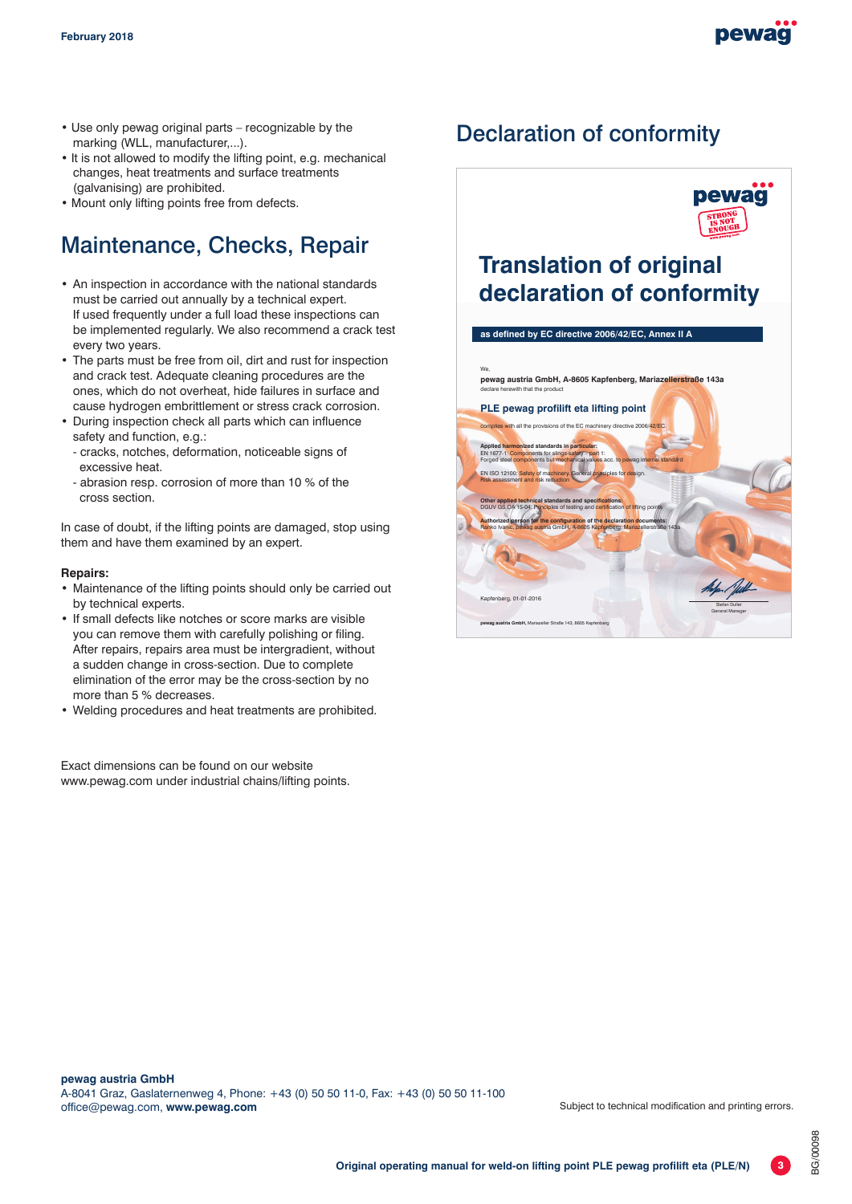- Use only pewag original parts – recognizable by the marking (WLL, manufacturer,...).
- It is not allowed to modify the lifting point, e.g. mechanical changes, heat treatments and surface treatments (galvanising) are prohibited.
- Mount only lifting points free from defects.

## Maintenance, Checks, Repair

- An inspection in accordance with the national standards must be carried out annually by a technical expert. If used frequently under a full load these inspections can be implemented regularly. We also recommend a crack test every two years.
- The parts must be free from oil, dirt and rust for inspection and crack test. Adequate cleaning procedures are the ones, which do not overheat, hide failures in surface and cause hydrogen embrittlement or stress crack corrosion.
- During inspection check all parts which can influence safety and function, e.g.:
  - cracks, notches, deformation, noticeable signs of excessive heat.
  - abrasion resp. corrosion of more than 10 % of the cross section.

In case of doubt, if the lifting points are damaged, stop using them and have them examined by an expert.

**Repairs:**

- Maintenance of the lifting points should only be carried out by technical experts.
- If small defects like notches or score marks are visible you can remove them with carefully polishing or filing. After repairs, repairs area must be intergradient, without a sudden change in cross-section. Due to complete elimination of the error may be the cross-section by no more than 5 % decreases.
- Welding procedures and heat treatments are prohibited.

Exact dimensions can be found on our website www.pewag.com under industrial chains/lifting points.

## Declaration of conformity

pewag

STRONG IS NOT ENOUGH

### Translation of original declaration of conformity

**as defined by EC directive 2006/42/EC, Annex II A**

We,

**pewag austria GmbH, A-8605 Kapfenberg, Mariazellerstraße 143a**

declare herewith that the product

**PLE pewag profilift eta lifting point**

complies with all the provisions of the EC machinery directive 2006/42/EC.

**Applied harmonized standards in particular:**
EN 1677-1: Components for slings-safety – part 1:
Forged steel components but mechanical values acc. to pewag internal standard

EN ISO 12100: Safety of machinery. General principles for design.
Risk assessment and risk reduction

**Other applied technical standards and specifications:**
DGUV GS OA 15-04: Principles of testing and certification of lifting points

**Authorized person for the configuration of the declaration documents:**
Ranko Ivanic, pewag austria GmbH, A-8605 Kapfenberg, Mariazellerstraße 143a

Kapfenberg, 01-01-2016

Stefan Duller
General Manager

**pewag austria GmbH**, Mariazeller Straße 143, 8605 Kapfenberg

**pewag austria GmbH**
A-8041 Graz, Gaslaternenweg 4, Phone: +43 (0) 50 50 11-0, Fax: +43 (0) 50 50 11-100
office@pewag.com, **www.pewag.com**

Subject to technical modification and printing errors.